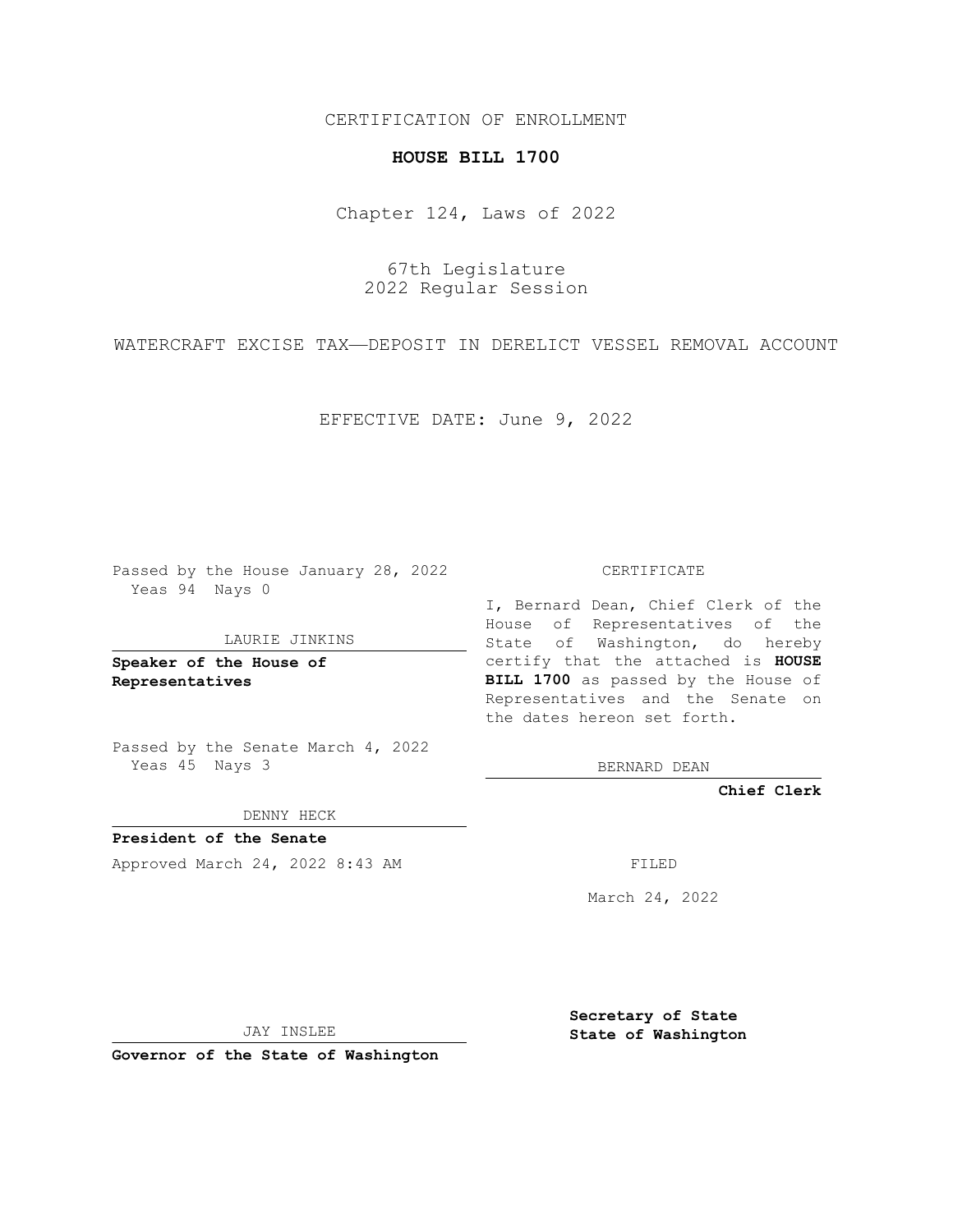CERTIFICATION OF ENROLLMENT

# HOUSE BILL 1700

Chapter 124, Laws of 2022

67th Legislature
2022 Regular Session

WATERCRAFT EXCISE TAX—DEPOSIT IN DERELICT VESSEL REMOVAL ACCOUNT

EFFECTIVE DATE: June 9, 2022

Passed by the House January 28, 2022
Yeas 94 Nays 0

LAURIE JINKINS

**Speaker of the House of Representatives**

Passed by the Senate March 4, 2022
Yeas 45 Nays 3

DENNY HECK

**President of the Senate**

Approved March 24, 2022 8:43 AM

JAY INSLEE

**Governor of the State of Washington**

CERTIFICATE

I, Bernard Dean, Chief Clerk of the House of Representatives of the State of Washington, do hereby certify that the attached is **HOUSE BILL 1700** as passed by the House of Representatives and the Senate on the dates hereon set forth.

BERNARD DEAN

**Chief Clerk**

FILED

March 24, 2022

**Secretary of State**
**State of Washington**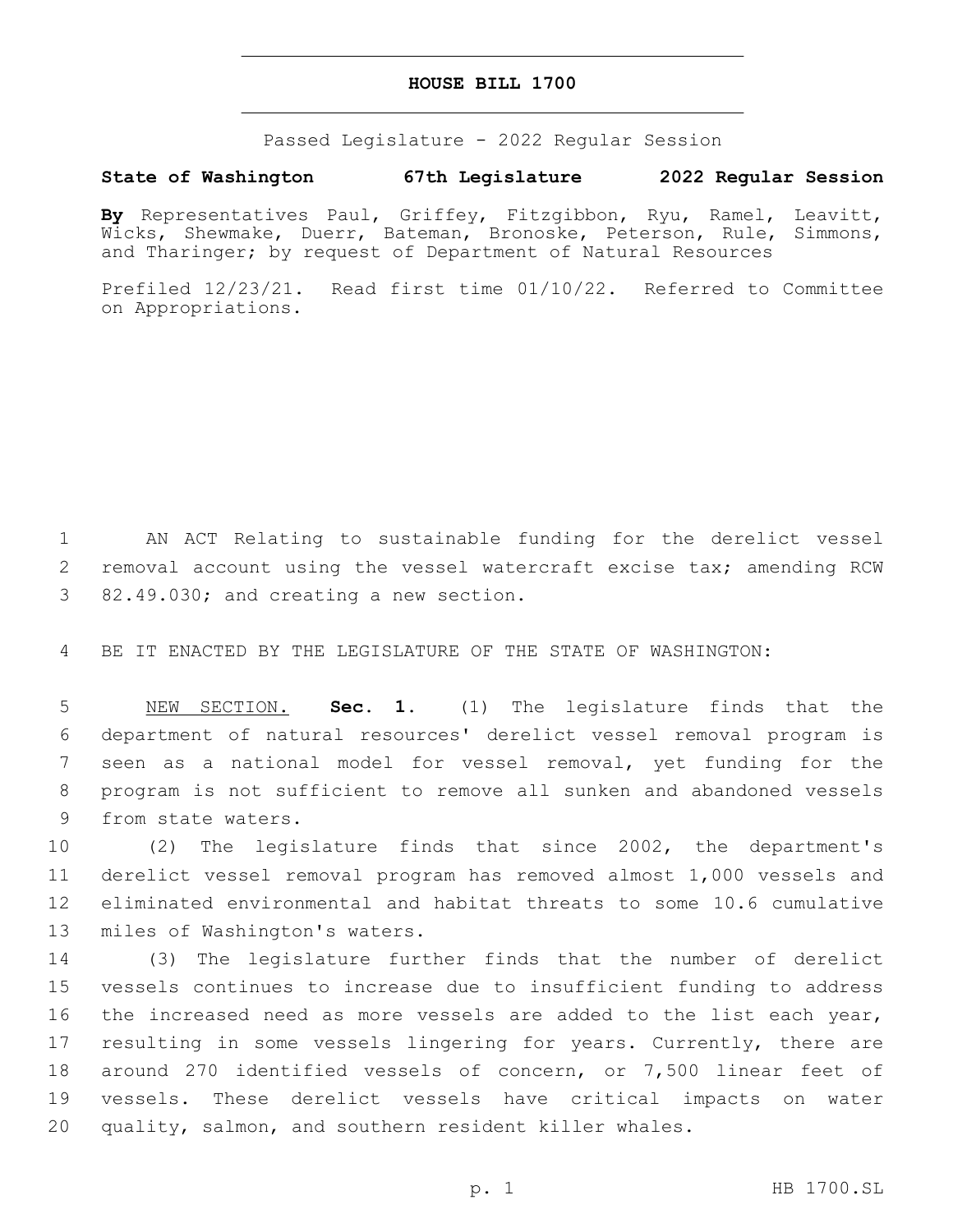# HOUSE BILL 1700

Passed Legislature - 2022 Regular Session

**State of Washington 67th Legislature 2022 Regular Session**

**By** Representatives Paul, Griffey, Fitzgibbon, Ryu, Ramel, Leavitt, Wicks, Shewmake, Duerr, Bateman, Bronoske, Peterson, Rule, Simmons, and Tharinger; by request of Department of Natural Resources

Prefiled 12/23/21. Read first time 01/10/22. Referred to Committee on Appropriations.

AN ACT Relating to sustainable funding for the derelict vessel removal account using the vessel watercraft excise tax; amending RCW 82.49.030; and creating a new section.

BE IT ENACTED BY THE LEGISLATURE OF THE STATE OF WASHINGTON:

NEW SECTION. **Sec. 1.** (1) The legislature finds that the department of natural resources' derelict vessel removal program is seen as a national model for vessel removal, yet funding for the program is not sufficient to remove all sunken and abandoned vessels from state waters.

(2) The legislature finds that since 2002, the department's derelict vessel removal program has removed almost 1,000 vessels and eliminated environmental and habitat threats to some 10.6 cumulative miles of Washington's waters.

(3) The legislature further finds that the number of derelict vessels continues to increase due to insufficient funding to address the increased need as more vessels are added to the list each year, resulting in some vessels lingering for years. Currently, there are around 270 identified vessels of concern, or 7,500 linear feet of vessels. These derelict vessels have critical impacts on water quality, salmon, and southern resident killer whales.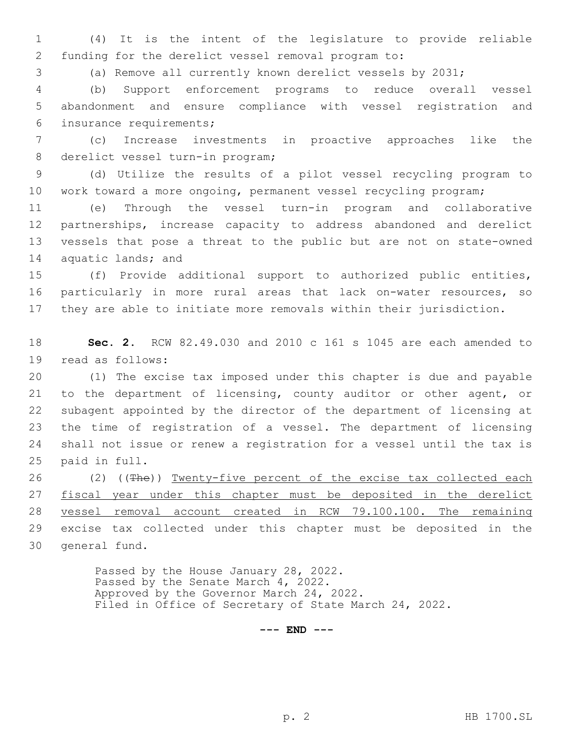(4) It is the intent of the legislature to provide reliable funding for the derelict vessel removal program to:

(a) Remove all currently known derelict vessels by 2031;

(b) Support enforcement programs to reduce overall vessel abandonment and ensure compliance with vessel registration and insurance requirements;

(c) Increase investments in proactive approaches like the derelict vessel turn-in program;

(d) Utilize the results of a pilot vessel recycling program to work toward a more ongoing, permanent vessel recycling program;

(e) Through the vessel turn-in program and collaborative partnerships, increase capacity to address abandoned and derelict vessels that pose a threat to the public but are not on state-owned aquatic lands; and

(f) Provide additional support to authorized public entities, particularly in more rural areas that lack on-water resources, so they are able to initiate more removals within their jurisdiction.

**Sec. 2.** RCW 82.49.030 and 2010 c 161 s 1045 are each amended to read as follows:

(1) The excise tax imposed under this chapter is due and payable to the department of licensing, county auditor or other agent, or subagent appointed by the director of the department of licensing at the time of registration of a vessel. The department of licensing shall not issue or renew a registration for a vessel until the tax is paid in full.

(2) ((~~The~~)) <u>Twenty-five percent of the excise tax collected each fiscal year under this chapter must be deposited in the derelict vessel removal account created in RCW 79.100.100. The remaining</u> excise tax collected under this chapter must be deposited in the general fund.

Passed by the House January 28, 2022.
Passed by the Senate March 4, 2022.
Approved by the Governor March 24, 2022.
Filed in Office of Secretary of State March 24, 2022.

**--- END ---**